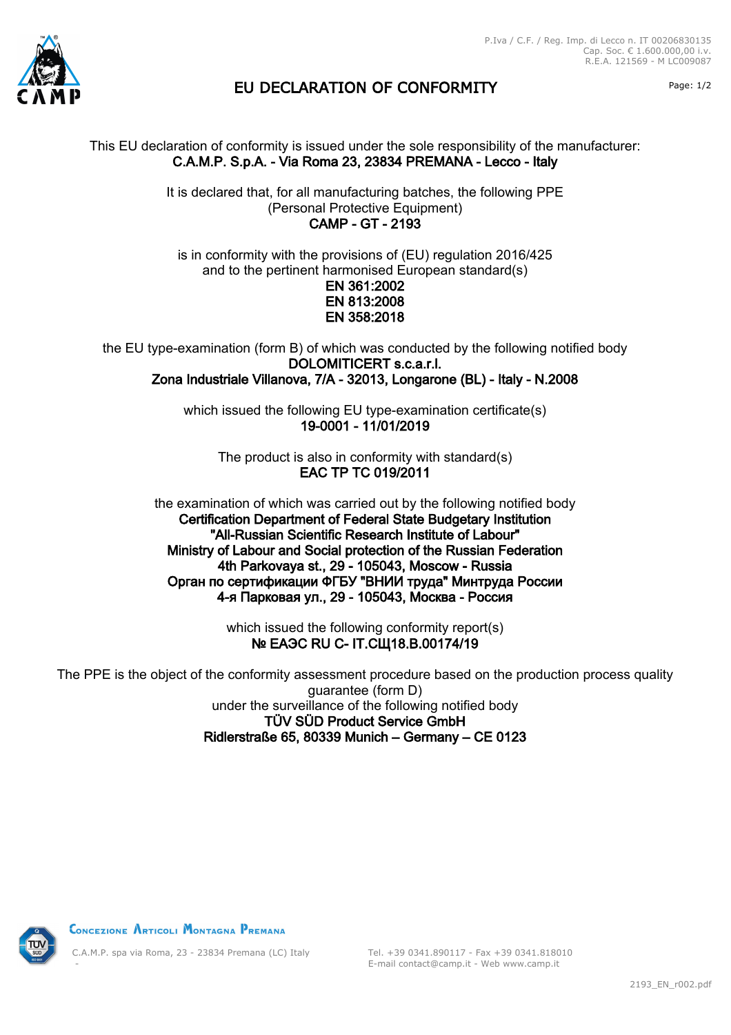P.Iva / C.F. / Reg. Imp. di Lecco n. IT 00206830135
Cap. Soc. € 1.600.000,00 i.v.
R.E.A. 121569 - M LC009087

# EU DECLARATION OF CONFORMITY

This EU declaration of conformity is issued under the sole responsibility of the manufacturer:
**C.A.M.P. S.p.A. - Via Roma 23, 23834 PREMANA - Lecco - Italy**

It is declared that, for all manufacturing batches, the following PPE
(Personal Protective Equipment)
**CAMP - GT - 2193**

is in conformity with the provisions of (EU) regulation 2016/425
and to the pertinent harmonised European standard(s)
**EN 361:2002**
**EN 813:2008**
**EN 358:2018**

the EU type-examination (form B) of which was conducted by the following notified body
**DOLOMITICERT s.c.a.r.l.**
**Zona Industriale Villanova, 7/A - 32013, Longarone (BL) - Italy - N.2008**

which issued the following EU type-examination certificate(s)
**19-0001 - 11/01/2019**

The product is also in conformity with standard(s)
**EAC TP TC 019/2011**

the examination of which was carried out by the following notified body
**Certification Department of Federal State Budgetary Institution**
**"All-Russian Scientific Research Institute of Labour"**
**Ministry of Labour and Social protection of the Russian Federation**
**4th Parkovaya st., 29 - 105043, Moscow - Russia**
**Орган по сертификации ФГБУ "ВНИИ труда" Минтруда России**
**4-я Парковая ул., 29 - 105043, Москва - Россия**

which issued the following conformity report(s)
**№ ЕАЭС RU C- IT.СЩ18.B.00174/19**

The PPE is the object of the conformity assessment procedure based on the production process quality guarantee (form D)
under the surveillance of the following notified body
**TÜV SÜD Product Service GmbH**
**Ridlerstraße 65, 80339 Munich – Germany – CE 0123**

Concezione Articoli Montagna Premana

C.A.M.P. spa via Roma, 23 - 23834 Premana (LC) Italy
Tel. +39 0341.890117 - Fax +39 0341.818010
E-mail contact@camp.it - Web www.camp.it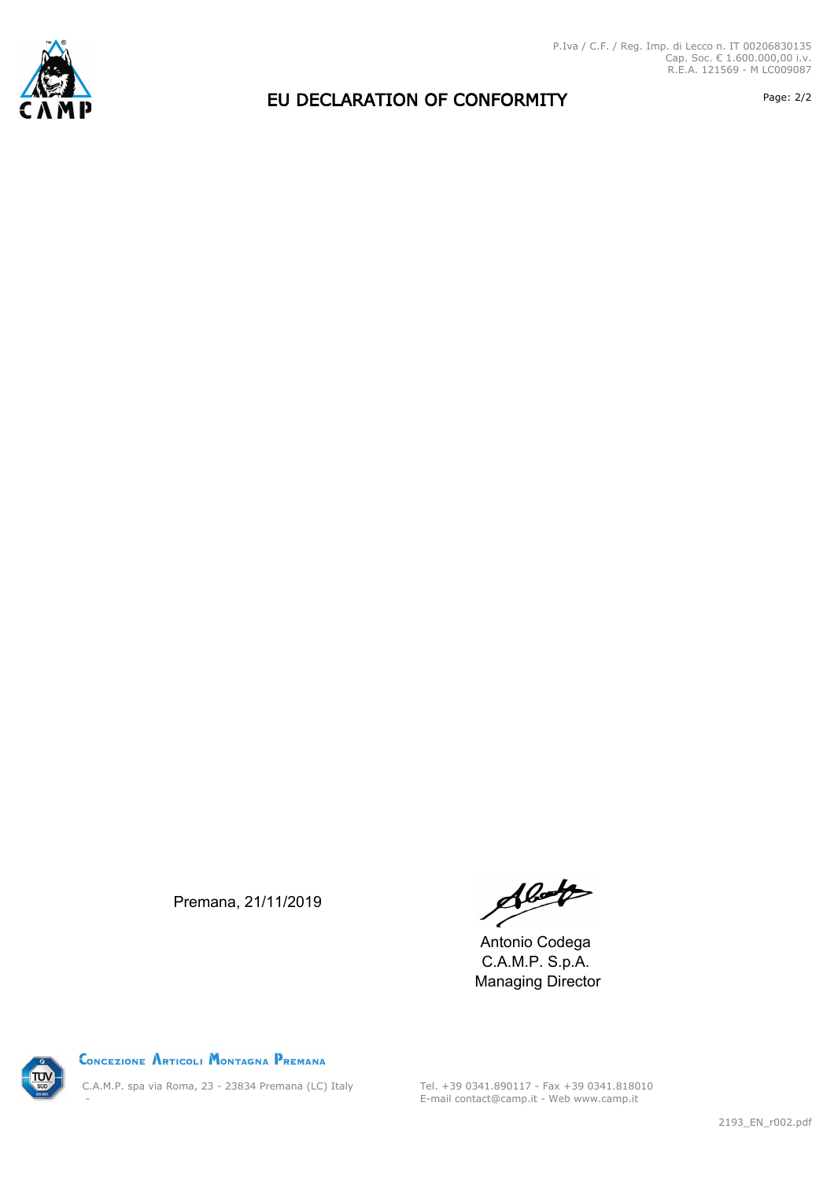Premana, 21/11/2019

Antonio Codega
C.A.M.P. S.p.A.
Managing Director